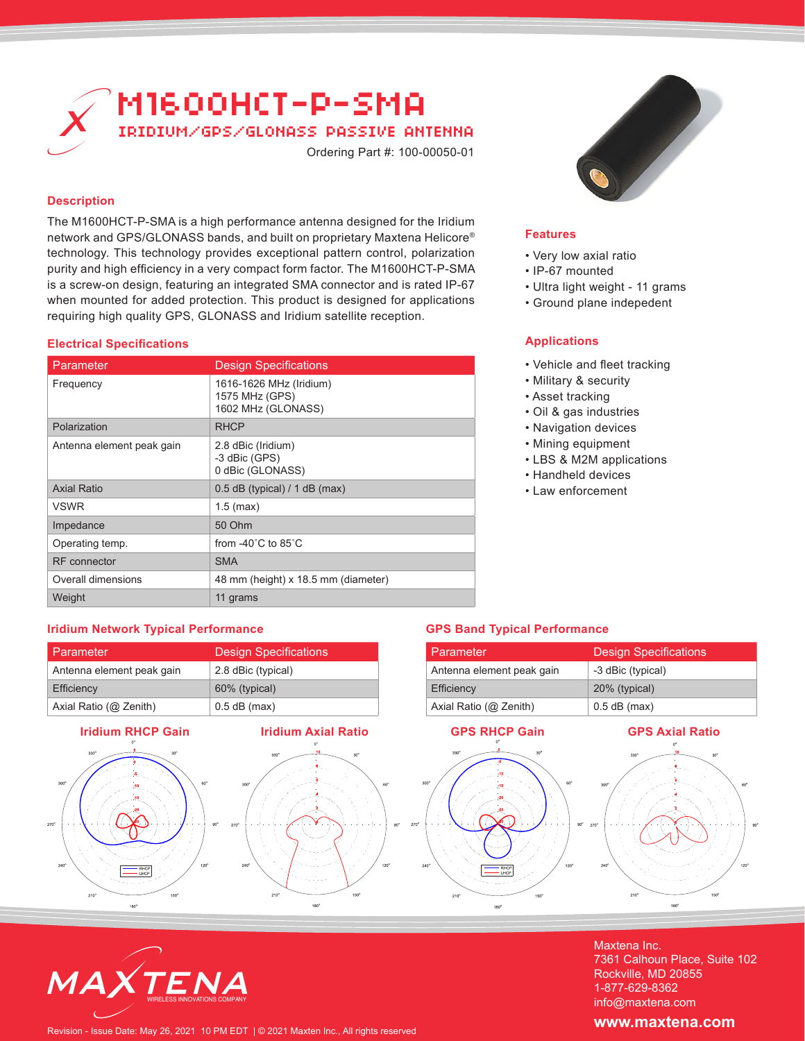# M1600HCT-P-SMA

## IRIDIUM/GPS/GLONASS PASSIVE ANTENNA

Ordering Part #: 100-00050-01

## Description

The M1600HCT-P-SMA is a high performance antenna designed for the Iridium network and GPS/GLONASS bands, and built on proprietary Maxtena Helicore® technology. This technology provides exceptional pattern control, polarization purity and high efficiency in a very compact form factor. The M1600HCT-P-SMA is a screw-on design, featuring an integrated SMA connector and is rated IP-67 when mounted for added protection. This product is designed for applications requiring high quality GPS, GLONASS and Iridium satellite reception.

## Features

- Very low axial ratio
- IP-67 mounted
- Ultra light weight - 11 grams
- Ground plane indepedent

## Applications

- Vehicle and fleet tracking
- Military & security
- Asset tracking
- Oil & gas industries
- Navigation devices
- Mining equipment
- LBS & M2M applications
- Handheld devices
- Law enforcement

## Electrical Specifications

| Parameter | Design Specifications |
|---|---|
| Frequency | 1616-1626 MHz (Iridium)<br>1575 MHz (GPS)<br>1602 MHz (GLONASS) |
| Polarization | RHCP |
| Antenna element peak gain | 2.8 dBic (Iridium)<br>-3 dBic (GPS)<br>0 dBic (GLONASS) |
| Axial Ratio | 0.5 dB (typical) / 1 dB (max) |
| VSWR | 1.5 (max) |
| Impedance | 50 Ohm |
| Operating temp. | from -40˚C to 85˚C |
| RF connector | SMA |
| Overall dimensions | 48 mm (height) x 18.5 mm (diameter) |
| Weight | 11 grams |

## Iridium Network Typical Performance

| Parameter | Design Specifications |
|---|---|
| Antenna element peak gain | 2.8 dBic (typical) |
| Efficiency | 60% (typical) |
| Axial Ratio (@ Zenith) | 0.5 dB (max) |

## GPS Band Typical Performance

| Parameter | Design Specifications |
|---|---|
| Antenna element peak gain | -3 dBic (typical) |
| Efficiency | 20% (typical) |
| Axial Ratio (@ Zenith) | 0.5 dB (max) |

**Iridium RHCP Gain**

**Iridium Axial Ratio**

**GPS RHCP Gain**

**GPS Axial Ratio**

Maxtena Inc.
7361 Calhoun Place, Suite 102
Rockville, MD 20855
1-877-629-8362
info@maxtena.com

**www.maxtena.com**

Revision - Issue Date: May 26, 2021 10 PM EDT | © 2021 Maxten Inc., All rights reserved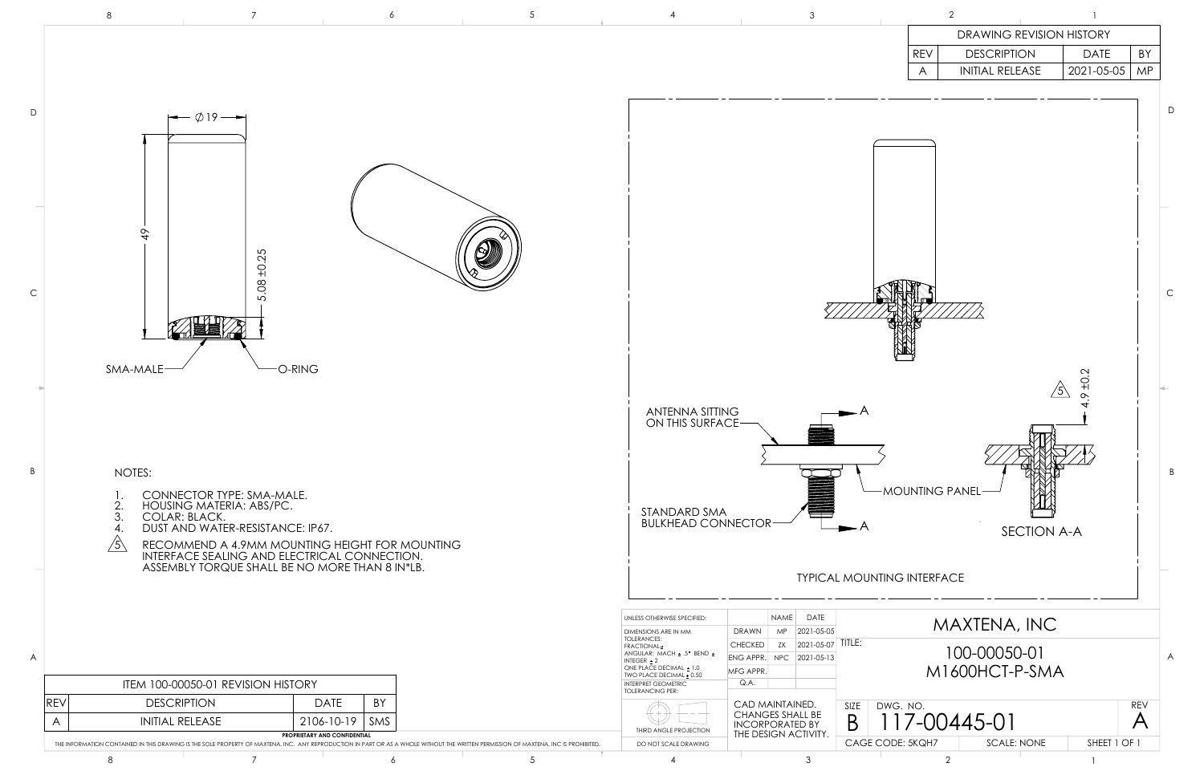| DRAWING REVISION HISTORY | | | |
|---|---|---|---|
| REV | DESCRIPTION | DATE | BY |
| A | INITIAL RELEASE | 2021-05-05 | MP |

⌀19

49

5.08 ±0.25

SMA-MALE

O-RING

ANTENNA SITTING ON THIS SURFACE

STANDARD SMA BULKHEAD CONNECTOR

MOUNTING PANEL

A

A

4.9 ±0.2

5

SECTION A-A

TYPICAL MOUNTING INTERFACE

NOTES:

1. CONNECTOR TYPE: SMA-MALE.
2. HOUSING MATERIA: ABS/PC.
3. COLAR: BLACK.
4. DUST AND WATER-RESISTANCE: IP67.
5. RECOMMEND A 4.9MM MOUNTING HEIGHT FOR MOUNTING INTERFACE SEALING AND ELECTRICAL CONNECTION. ASSEMBLY TORQUE SHALL BE NO MORE THAN 8 IN*LB.

| ITEM 100-00050-01 REVISION HISTORY | | | |
|---|---|---|---|
| REV | DESCRIPTION | DATE | BY |
| A | INITIAL RELEASE | 2106-10-19 | SMS |

PROPRIETARY AND CONFIDENTIAL

THE INFORMATION CONTAINED IN THIS DRAWING IS THE SOLE PROPERTY OF MAXTENA, INC. ANY REPRODUCTION IN PART OR AS A WHOLE WITHOUT THE WRITTEN PERMISSION OF MAXTENA, INC IS PROHIBITED.

UNLESS OTHERWISE SPECIFIED:
DIMENSIONS ARE IN MM
TOLERANCES:
FRACTIONAL ±
ANGULAR: MACH ± .5° BEND ±
INTEGER ± 2
ONE PLACE DECIMAL ± 1.0
TWO PLACE DECIMAL ± 0.50
INTERPRET GEOMETRIC TOLERANCING PER:

THIRD ANGLE PROJECTION

DO NOT SCALE DRAWING

| | NAME | DATE |
|---|---|---|
| DRAWN | MP | 2021-05-05 |
| CHECKED | ZX | 2021-05-07 |
| ENG APPR. | NPC | 2021-05-13 |
| MFG APPR. | | |
| Q.A. | | |

CAD MAINTAINED. CHANGES SHALL BE INCORPORATED BY THE DESIGN ACTIVITY.

MAXTENA, INC

TITLE: 100-00050-01 M1600HCT-P-SMA

SIZE: B

DWG. NO. 117-00445-01

REV: A

CAGE CODE: 5KQH7

SCALE: NONE

SHEET 1 OF 1